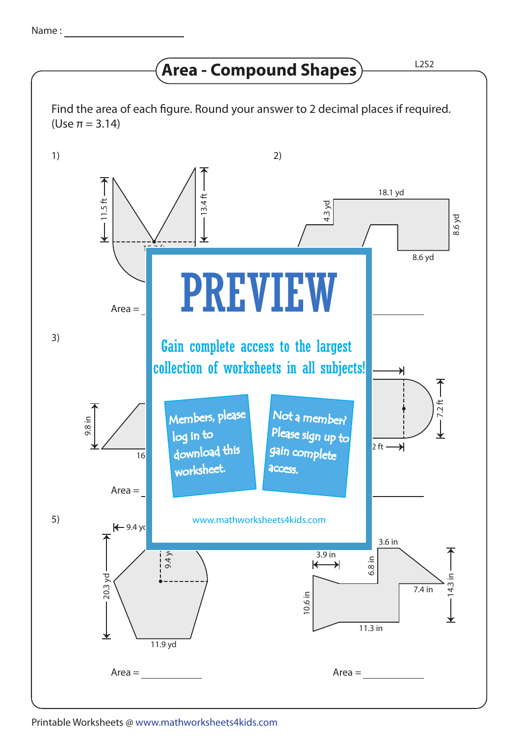Name : ____________________

# Area - Compound Shapes

L2S2

Find the area of each figure. Round your answer to 2 decimal places if required. (Use π = 3.14)

1)

11.5 ft

13.4 ft

Area = ____________

2)

18.1 yd

4.3 yd

8.6 yd

8.6 yd

Area = ____________

3)

9.8 in

16

Area = ____________

4)

7.2 ft

2 ft

Area = ____________

# PREVIEW

Gain complete access to the largest collection of worksheets in all subjects!

Members, please log in to download this worksheet.

Not a member? Please sign up to gain complete access.

www.mathworksheets4kids.com

5)

9.4 yd

9.4 yd

20.3 yd

11.9 yd

Area = ____________

6)

3.6 in

3.9 in

6.8 in

14.3 in

7.4 in

10.6 in

11.3 in

Area = ____________

Printable Worksheets @ www.mathworksheets4kids.com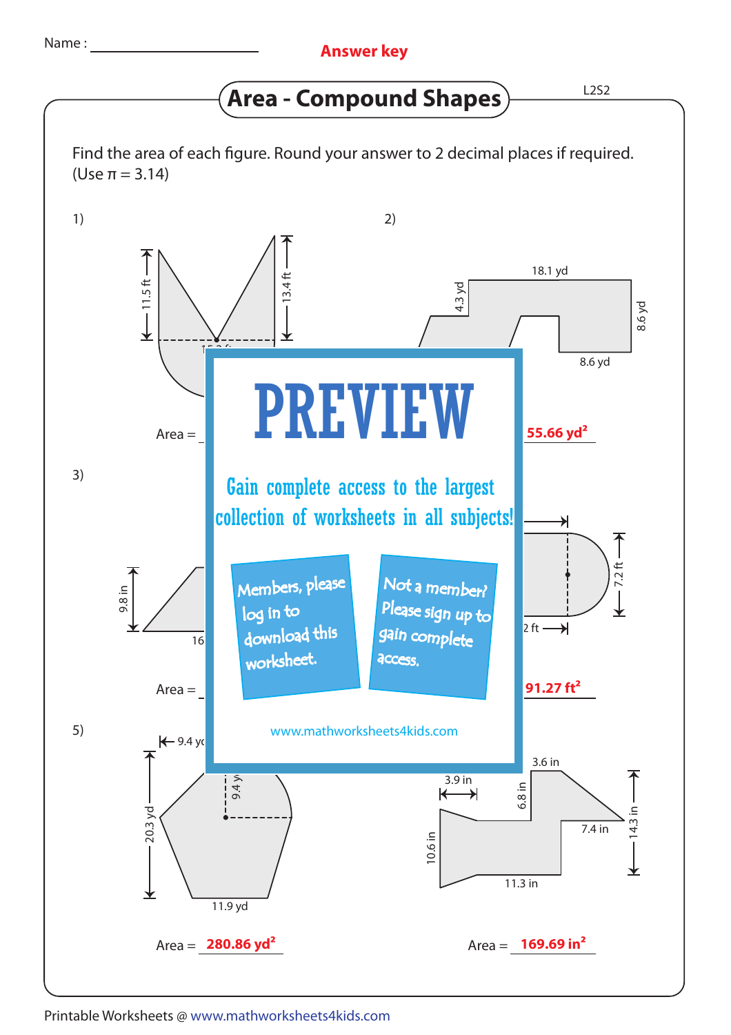Name : ____________________

**Answer key**

# Area - Compound Shapes

L2S2

Find the area of each figure. Round your answer to 2 decimal places if required. (Use $\pi$ = 3.14)

1)

11.5 ft

13.4 ft

15.2 ft

Area = ____________

2)

18.1 yd

4.3 yd

8.6 yd

8.6 yd

Area = **55.66 yd²**

3)

9.8 in

16

Area = ____________

4)

7.2 ft

2 ft

Area = **91.27 ft²**

**PREVIEW**

Gain complete access to the largest collection of worksheets in all subjects!

Members, please log in to download this worksheet.

Not a member? Please sign up to gain complete access.

www.mathworksheets4kids.com

5)

9.4 yd

9.4 yd

20.3 yd

11.9 yd

Area = **280.86 yd²**

6)

3.6 in

3.9 in

6.8 in

14.3 in

7.4 in

10.6 in

11.3 in

Area = **169.69 in²**

Printable Worksheets @ www.mathworksheets4kids.com